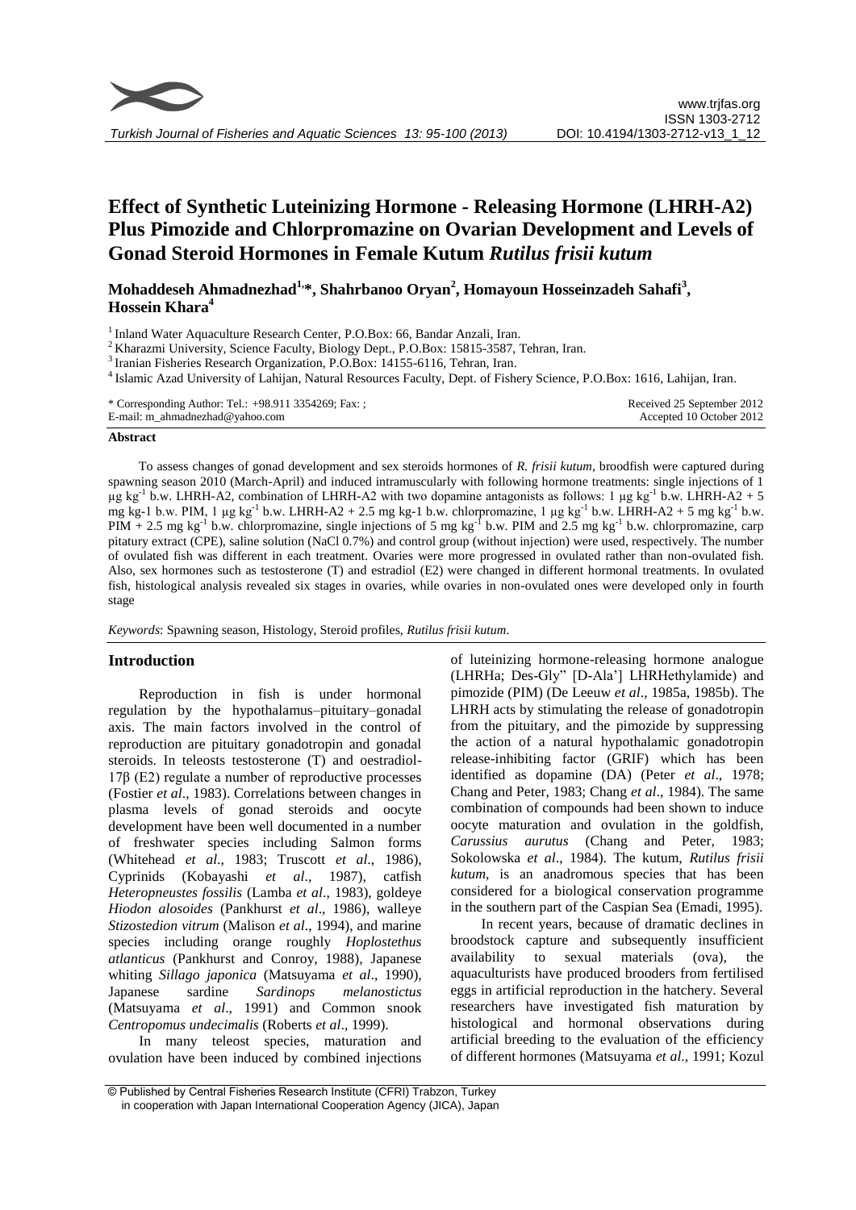# Effect of Synthetic Luteinizing Hormone - Releasing Hormone (LHRH-A2) Plus Pimozide and Chlorpromazine on Ovarian Development and Levels of Gonad Steroid Hormones in Female Kutum *Rutilus frisii kutum*

**Mohaddeseh Ahmadnezhad[1,*], Shahrbanoo Oryan[2], Homayoun Hosseinzadeh Sahafi[3], Hossein Khara[4]**

[1] Inland Water Aquaculture Research Center, P.O.Box: 66, Bandar Anzali, Iran.
[2] Kharazmi University, Science Faculty, Biology Dept., P.O.Box: 15815-3587, Tehran, Iran.
[3] Iranian Fisheries Research Organization, P.O.Box: 14155-6116, Tehran, Iran.
[4] Islamic Azad University of Lahijan, Natural Resources Faculty, Dept. of Fishery Science, P.O.Box: 1616, Lahijan, Iran.

\* Corresponding Author: Tel.: +98.911 3354269; Fax: ;
E-mail: m_ahmadnezhad@yahoo.com

Received 25 September 2012
Accepted 10 October 2012

## Abstract

To assess changes of gonad development and sex steroids hormones of *R. frisii kutum*, broodfish were captured during spawning season 2010 (March-April) and induced intramuscularly with following hormone treatments: single injections of 1 µg $kg^{-1}$ b.w. LHRH-A2, combination of LHRH-A2 with two dopamine antagonists as follows: 1 µg $kg^{-1}$ b.w. LHRH-A2 + 5 mg kg-1 b.w. PIM, 1 µg $kg^{-1}$ b.w. LHRH-A2 + 2.5 mg kg-1 b.w. chlorpromazine, 1 µg $kg^{-1}$ b.w. LHRH-A2 + 5 mg $kg^{-1}$ b.w. PIM + 2.5 mg $kg^{-1}$ b.w. chlorpromazine, single injections of 5 mg $kg^{-1}$ b.w. PIM and 2.5 mg $kg^{-1}$ b.w. chlorpromazine, carp pitautry extract (CPE), saline solution (NaCl 0.7%) and control group (without injection) were used, respectively. The number of ovulated fish was different in each treatment. Ovaries were more progressed in ovulated rather than non-ovulated fish. Also, sex hormones such as testosterone (T) and estradiol (E2) were changed in different hormonal treatments. In ovulated fish, histological analysis revealed six stages in ovaries, while ovaries in non-ovulated ones were developed only in fourth stage

*Keywords*: Spawning season, Histology, Steroid profiles, *Rutilus frisii kutum*.

## Introduction

Reproduction in fish is under hormonal regulation by the hypothalamus–pituitary–gonadal axis. The main factors involved in the control of reproduction are pituitary gonadotropin and gonadal steroids. In teleosts testosterone (T) and oestradiol-17β (E2) regulate a number of reproductive processes (Fostier *et al*., 1983). Correlations between changes in plasma levels of gonad steroids and oocyte development have been well documented in a number of freshwater species including Salmon forms (Whitehead *et al*., 1983; Truscott *et al*., 1986), Cyprinids (Kobayashi *et al*., 1987), catfish *Heteropneustes fossilis* (Lamba *et al*., 1983), goldeye *Hiodon alosoides* (Pankhurst *et al*., 1986), walleye *Stizostedion vitrum* (Malison *et al*., 1994), and marine species including orange roughly *Hoplostethus atlanticus* (Pankhurst and Conroy, 1988), Japanese whiting *Sillago japonica* (Matsuyama *et al*., 1990), Japanese sardine *Sardinops melanostictus* (Matsuyama *et al*., 1991) and Common snook *Centropomus undecimalis* (Roberts *et al*., 1999).

In many teleost species, maturation and ovulation have been induced by combined injections of luteinizing hormone-releasing hormone analogue (LHRHa; Des-Gly" [D-Ala'] LHRHethylamide) and pimozide (PIM) (De Leeuw *et al*., 1985a, 1985b). The LHRH acts by stimulating the release of gonadotropin from the pituitary, and the pimozide by suppressing the action of a natural hypothalamic gonadotropin release-inhibiting factor (GRIF) which has been identified as dopamine (DA) (Peter *et al*., 1978; Chang and Peter, 1983; Chang *et al*., 1984). The same combination of compounds had been shown to induce oocyte maturation and ovulation in the goldfish, *Carussius aurutus* (Chang and Peter, 1983; Sokolowska *et al*., 1984). The kutum, *Rutilus frisii kutum*, is an anadromous species that has been considered for a biological conservation programme in the southern part of the Caspian Sea (Emadi, 1995).

In recent years, because of dramatic declines in broodstock capture and subsequently insufficient availability to sexual materials (ova), the aquaculturists have produced brooders from fertilised eggs in artificial reproduction in the hatchery. Several researchers have investigated fish maturation by histological and hormonal observations during artificial breeding to the evaluation of the efficiency of different hormones (Matsuyama *et al*., 1991; Kozul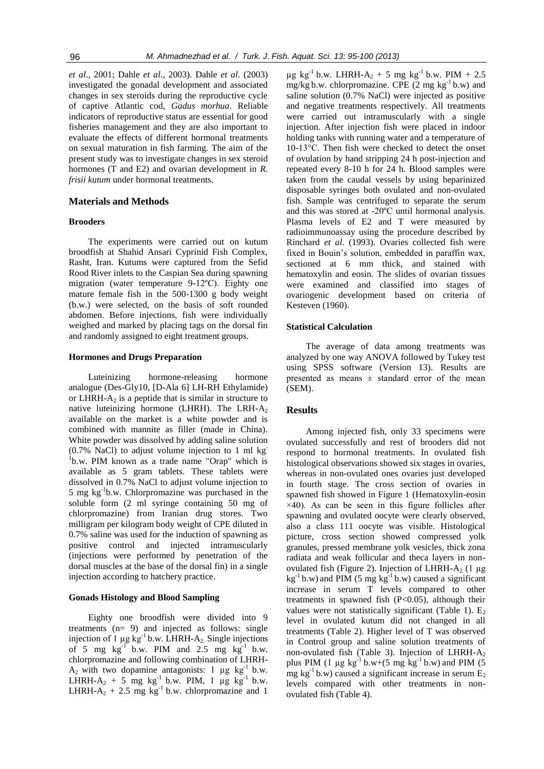*et al*., 2001; Dahle *et al*., 2003). Dahle *et al*. (2003) investigated the gonadal development and associated changes in sex steroids during the reproductive cycle of captive Atlantic cod, *Gadus morhua*. Reliable indicators of reproductive status are essential for good fisheries management and they are also important to evaluate the effects of different hormonal treatments on sexual maturation in fish farming. The aim of the present study was to investigate changes in sex steroid hormones (T and E2) and ovarian development in *R. frisii kutum* under hormonal treatments.

## Materials and Methods

### Brooders

The experiments were carried out on kutum broodfish at Shahid Ansari Cyprinid Fish Complex, Rasht, Iran. Kutums were captured from the Sefid Rood River inlets to the Caspian Sea during spawning migration (water temperature 9-12ºC). Eighty one mature female fish in the 500-1300 g body weight (b.w.) were selected, on the basis of soft rounded abdomen. Before injections, fish were individually weighed and marked by placing tags on the dorsal fin and randomly assigned to eight treatment groups.

### Hormones and Drugs Preparation

Luteinizing hormone-releasing hormone analogue (Des-Gly10, [D-Ala 6] LH-RH Ethylamide) or LHRH-$A_2$ is a peptide that is similar in structure to native luteinizing hormone (LHRH). The LRH-$A_2$ available on the market is a white powder and is combined with mannite as filler (made in China). White powder was dissolved by adding saline solution (0.7% NaCl) to adjust volume injection to 1 ml $kg^{-1}$b.w. PIM known as a trade name "Orap" which is available as 5 gram tablets. These tablets were dissolved in 0.7% NaCl to adjust volume injection to 5 mg $kg^{-1}$b.w. Chlorpromazine was purchased in the soluble form (2 ml syringe containing 50 mg of chlorpromazine) from Iranian drug stores. Two milligram per kilogram body weight of CPE diluted in 0.7% saline was used for the induction of spawning as positive control and injected intramuscularly (injections were performed by penetration of the dorsal muscles at the base of the dorsal fin) in a single injection according to hatchery practice.

### Gonads Histology and Blood Sampling

Eighty one broodfish were divided into 9 treatments (n= 9) and injected as follows: single injection of 1 µg $kg^{-1}$ b.w. LHRH-$A_2$. Single injections of 5 mg $kg^{-1}$ b.w. PIM and 2.5 mg $kg^{-1}$ b.w. chlorpromazine and following combination of LHRH-$A_2$ with two dopamine antagonists: 1 µg $kg^{-1}$ b.w. LHRH-$A_2$ + 5 mg $kg^{-1}$ b.w. PIM, 1 µg $kg^{-1}$ b.w. LHRH-$A_2$ + 2.5 mg $kg^{-1}$ b.w. chlorpromazine and 1 µg $kg^{-1}$ b.w. LHRH-$A_2$ + 5 mg $kg^{-1}$ b.w. PIM + 2.5 mg/kg b.w. chlorpromazine. CPE (2 mg $kg^{-1}$ b.w) and saline solution (0.7% NaCl) were injected as positive and negative treatments respectively. All treatments were carried out intramuscularly with a single injection. After injection fish were placed in indoor holding tanks with running water and a temperature of 10-13°C. Then fish were checked to detect the onset of ovulation by hand stripping 24 h post-injection and repeated every 8-10 h for 24 h. Blood samples were taken from the caudal vessels by using heparinized disposable syringes both ovulated and non-ovulated fish. Sample was centrifuged to separate the serum and this was stored at -20ºC until hormonal analysis. Plasma levels of E2 and T were measured by radioimmunoassay using the procedure described by Rinchard *et al*. (1993). Ovaries collected fish were fixed in Bouin's solution, embedded in paraffin wax, sectioned at 6 mm thick, and stained with hematoxylin and eosin. The slides of ovarian tissues were examined and classified into stages of ovariogenic development based on criteria of Kesteven (1960).

### Statistical Calculation

The average of data among treatments was analyzed by one way ANOVA followed by Tukey test using SPSS software (Version 13). Results are presented as means ± standard error of the mean (SEM).

## Results

Among injected fish, only 33 specimens were ovulated successfully and rest of brooders did not respond to hormonal treatments. In ovulated fish histological observations showed six stages in ovaries, whereas in non-ovulated ones ovaries just developed in fourth stage. The cross section of ovaries in spawned fish showed in Figure 1 (Hematoxylin-eosin ×40). As can be seen in this figure follicles after spawning and ovulated oocyte were clearly observed, also a class 111 oocyte was visible. Histological picture, cross section showed compressed yolk granules, pressed membrane yolk vesicles, thick zona radiata and weak follicular and theca layers in non-ovulated fish (Figure 2). Injection of LHRH-$A_2$ (1 µg $kg^{-1}$ b.w) and PIM (5 mg $kg^{-1}$ b.w) caused a significant increase in serum T levels compared to other treatments in spawned fish ($P<0.05$), although their values were not statistically significant (Table 1). $E_2$ level in ovulated kutum did not changed in all treatments (Table 2). Higher level of T was observed in Control group and saline solution treatments of non-ovulated fish (Table 3). Injection of LHRH-$A_2$ plus PIM (1 µg $kg^{-1}$ b.w+(5 mg $kg^{-1}$ b.w) and PIM (5 mg $kg^{-1}$ b.w) caused a significant increase in serum $E_2$ levels compared with other treatments in non-ovulated fish (Table 4).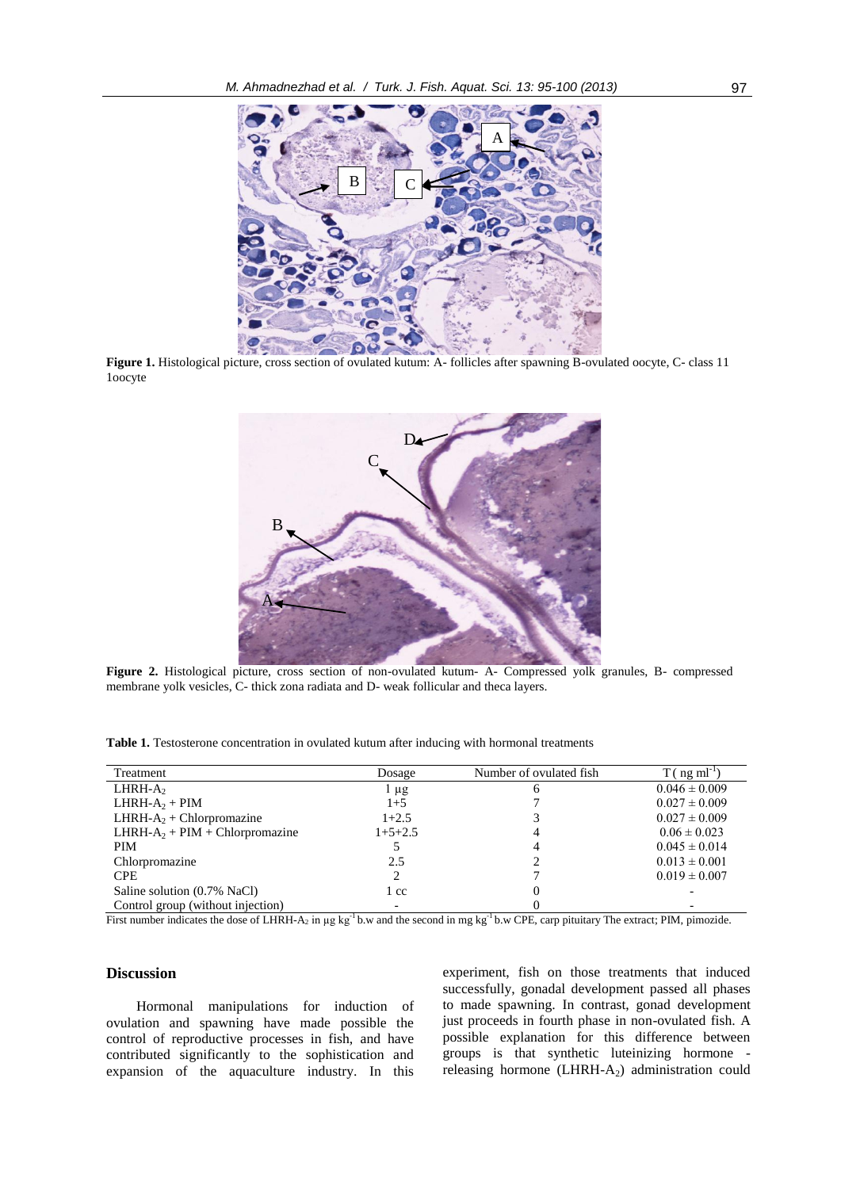**Figure 1.** Histological picture, cross section of ovulated kutum: A- follicles after spawning B-ovulated oocyte, C- class 11 1oocyte

**Figure 2.** Histological picture, cross section of non-ovulated kutum- A- Compressed yolk granules, B- compressed membrane yolk vesicles, C- thick zona radiata and D- weak follicular and theca layers.

**Table 1.** Testosterone concentration in ovulated kutum after inducing with hormonal treatments

| Treatment | Dosage | Number of ovulated fish | T ( ng ml$^{-1}$) |
|---|---|---|---|
| LHRH-$A_2$ | 1 µg | 6 | 0.046 ± 0.009 |
| LHRH-$A_2$ + PIM | 1+5 | 7 | 0.027 ± 0.009 |
| LHRH-$A_2$ + Chlorpromazine | 1+2.5 | 3 | 0.027 ± 0.009 |
| LHRH-$A_2$ + PIM + Chlorpromazine | 1+5+2.5 | 4 | 0.06 ± 0.023 |
| PIM | 5 | 4 | 0.045 ± 0.014 |
| Chlorpromazine | 2.5 | 2 | 0.013 ± 0.001 |
| CPE | 2 | 7 | 0.019 ± 0.007 |
| Saline solution (0.7% NaCl) | 1 cc | 0 | - |
| Control group (without injection) | - | 0 | - |

First number indicates the dose of LHRH-$A_2$ in µg kg$^{-1}$ b.w and the second in mg kg$^{-1}$ b.w CPE, carp pituitary The extract; PIM, pimozide.

## Discussion

Hormonal manipulations for induction of ovulation and spawning have made possible the control of reproductive processes in fish, and have contributed significantly to the sophistication and expansion of the aquaculture industry. In this experiment, fish on those treatments that induced successfully, gonadal development passed all phases to made spawning. In contrast, gonad development just proceeds in fourth phase in non-ovulated fish. A possible explanation for this difference between groups is that synthetic luteinizing hormone - releasing hormone (LHRH-$A_2$) administration could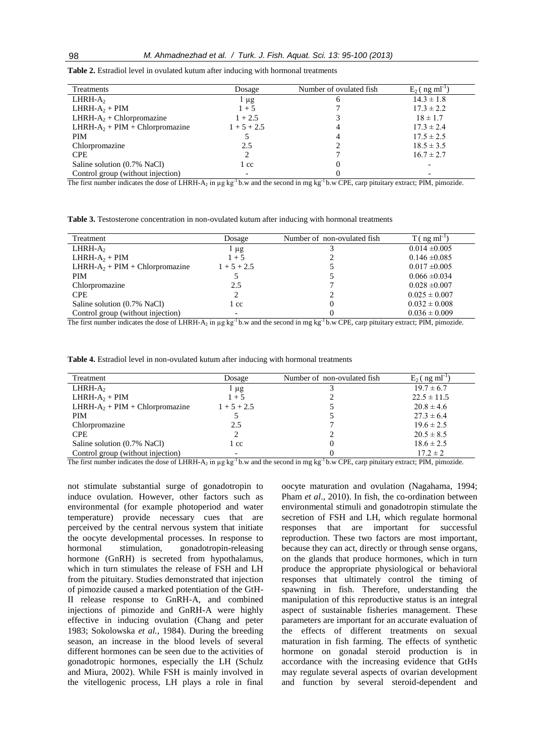**Table 2.** Estradiol level in ovulated kutum after inducing with hormonal treatments

| Treatments | Dosage | Number of ovulated fish | $E_2$ ( ng $ml^{-1}$) |
|---|---|---|---|
| LHRH-$A_2$ | 1 µg | 6 | 14.3 ± 1.8 |
| LHRH-$A_2$ + PIM | 1 + 5 | 7 | 17.3 ± 2.2 |
| LHRH-$A_2$ + Chlorpromazine | 1 + 2.5 | 3 | 18 ± 1.7 |
| LHRH-$A_2$ + PIM + Chlorpromazine | 1 + 5 + 2.5 | 4 | 17.3 ± 2.4 |
| PIM | 5 | 4 | 17.5 ± 2.5 |
| Chlorpromazine | 2.5 | 2 | 18.5 ± 3.5 |
| CPE | 2 | 7 | 16.7 ± 2.7 |
| Saline solution (0.7% NaCl) | 1 cc | 0 | - |
| Control group (without injection) | - | 0 | - |

The first number indicates the dose of LHRH-$A_2$ in µg $kg^{-1}$ b.w and the second in mg $kg^{-1}$ b.w CPE, carp pituitary extract; PIM, pimozide.

**Table 3.** Testosterone concentration in non-ovulated kutum after inducing with hormonal treatments

| Treatment | Dosage | Number of non-ovulated fish | T ( ng $ml^{-1}$) |
|---|---|---|---|
| LHRH-$A_2$ | 1 µg | 3 | 0.014 ±0.005 |
| LHRH-$A_2$ + PIM | 1 + 5 | 2 | 0.146 ±0.085 |
| LHRH-$A_2$ + PIM + Chlorpromazine | 1 + 5 + 2.5 | 5 | 0.017 ±0.005 |
| PIM | 5 | 5 | 0.066 ±0.034 |
| Chlorpromazine | 2.5 | 7 | 0.028 ±0.007 |
| CPE | 2 | 2 | 0.025 ± 0.007 |
| Saline solution (0.7% NaCl) | 1 cc | 0 | 0.032 ± 0.008 |
| Control group (without injection) | - | 0 | 0.036 ± 0.009 |

The first number indicates the dose of LHRH-$A_2$ in µg $kg^{-1}$ b.w and the second in mg $kg^{-1}$ b.w CPE, carp pituitary extract; PIM, pimozide.

**Table 4.** Estradiol level in non-ovulated kutum after inducing with hormonal treatments

| Treatment | Dosage | Number of non-ovulated fish | $E_2$ ( ng $ml^{-1}$) |
|---|---|---|---|
| LHRH-$A_2$ | 1 µg | 3 | 19.7 ± 6.7 |
| LHRH-$A_2$ + PIM | 1 + 5 | 2 | 22.5 ± 11.5 |
| LHRH-$A_2$ + PIM + Chlorpromazine | 1 + 5 + 2.5 | 5 | 20.8 ± 4.6 |
| PIM | 5 | 5 | 27.3 ± 6.4 |
| Chlorpromazine | 2.5 | 7 | 19.6 ± 2.5 |
| CPE | 2 | 2 | 20.5 ± 8.5 |
| Saline solution (0.7% NaCl) | 1 cc | 0 | 18.6 ± 2.5 |
| Control group (without injection) | - | 0 | 17.2 ± 2 |

The first number indicates the dose of LHRH-$A_2$ in µg $kg^{-1}$ b.w and the second in mg $kg^{-1}$ b.w CPE, carp pituitary extract; PIM, pimozide.

not stimulate substantial surge of gonadotropin to induce ovulation. However, other factors such as environmental (for example photoperiod and water temperature) provide necessary cues that are perceived by the central nervous system that initiate the oocyte developmental processes. In response to hormonal stimulation, gonadotropin-releasing hormone (GnRH) is secreted from hypothalamus, which in turn stimulates the release of FSH and LH from the pituitary. Studies demonstrated that injection of pimozide caused a marked potentiation of the GtH-II release response to GnRH-A, and combined injections of pimozide and GnRH-A were highly effective in inducing ovulation (Chang and peter 1983; Sokolowska *et al.*, 1984). During the breeding season, an increase in the blood levels of several different hormones can be seen due to the activities of gonadotropic hormones, especially the LH (Schulz and Miura, 2002). While FSH is mainly involved in the vitellogenic process, LH plays a role in final oocyte maturation and ovulation (Nagahama, 1994; Pham *et al*., 2010). In fish, the co-ordination between environmental stimuli and gonadotropin stimulate the secretion of FSH and LH, which regulate hormonal responses that are important for successful reproduction. These two factors are most important, because they can act, directly or through sense organs, on the glands that produce hormones, which in turn produce the appropriate physiological or behavioral responses that ultimately control the timing of spawning in fish. Therefore, understanding the manipulation of this reproductive status is an integral aspect of sustainable fisheries management. These parameters are important for an accurate evaluation of the effects of different treatments on sexual maturation in fish farming. The effects of synthetic hormone on gonadal steroid production is in accordance with the increasing evidence that GtHs may regulate several aspects of ovarian development and function by several steroid-dependent and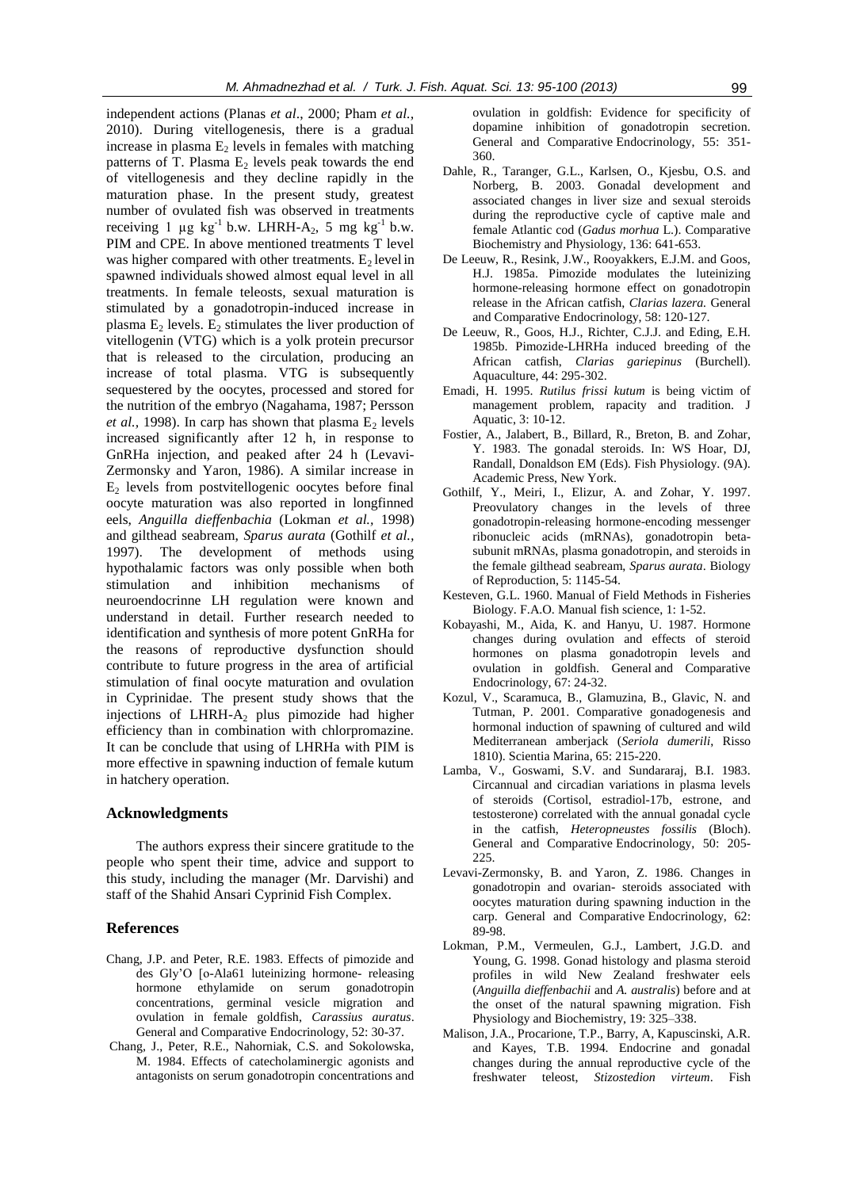independent actions (Planas *et al*., 2000; Pham *et al.,* 2010). During vitellogenesis, there is a gradual increase in plasma $E_2$ levels in females with matching patterns of T. Plasma $E_2$ levels peak towards the end of vitellogenesis and they decline rapidly in the maturation phase. In the present study, greatest number of ovulated fish was observed in treatments receiving 1 µg $kg^{-1}$ b.w. LHRH-$A_2$, 5 mg $kg^{-1}$ b.w. PIM and CPE. In above mentioned treatments T level was higher compared with other treatments. $E_2$ level in spawned individuals showed almost equal level in all treatments. In female teleosts, sexual maturation is stimulated by a gonadotropin-induced increase in plasma $E_2$ levels. $E_2$ stimulates the liver production of vitellogenin (VTG) which is a yolk protein precursor that is released to the circulation, producing an increase of total plasma. VTG is subsequently sequestered by the oocytes, processed and stored for the nutrition of the embryo (Nagahama, 1987; Persson *et al.,* 1998). In carp has shown that plasma $E_2$ levels increased significantly after 12 h, in response to GnRHa injection, and peaked after 24 h (Levavi-Zermonsky and Yaron, 1986). A similar increase in $E_2$ levels from postvitellogenic oocytes before final oocyte maturation was also reported in longfinned eels, *Anguilla dieffenbachia* (Lokman *et al.,* 1998) and gilthead seabream, *Sparus aurata* (Gothilf *et al.*, 1997). The development of methods using hypothalamic factors was only possible when both stimulation and inhibition mechanisms of neuroendocrinne LH regulation were known and understand in detail. Further research needed to identification and synthesis of more potent GnRHa for the reasons of reproductive dysfunction should contribute to future progress in the area of artificial stimulation of final oocyte maturation and ovulation in Cyprinidae. The present study shows that the injections of LHRH-$A_2$ plus pimozide had higher efficiency than in combination with chlorpromazine. It can be conclude that using of LHRHa with PIM is more effective in spawning induction of female kutum in hatchery operation.

## Acknowledgments

The authors express their sincere gratitude to the people who spent their time, advice and support to this study, including the manager (Mr. Darvishi) and staff of the Shahid Ansari Cyprinid Fish Complex.

## References

Chang, J.P. and Peter, R.E. 1983. Effects of pimozide and des Gly'O [o-Ala61 luteinizing hormone- releasing hormone ethylamide on serum gonadotropin concentrations, germinal vesicle migration and ovulation in female goldfish, *Carassius auratus*. General and Comparative Endocrinology, 52: 30-37.

Chang, J., Peter, R.E., Nahorniak, C.S. and Sokolowska, M. 1984. Effects of catecholaminergic agonists and antagonists on serum gonadotropin concentrations and ovulation in goldfish: Evidence for specificity of dopamine inhibition of gonadotropin secretion. General and Comparative Endocrinology, 55: 351-360.

Dahle, R., Taranger, G.L., Karlsen, O., Kjesbu, O.S. and Norberg, B. 2003. Gonadal development and associated changes in liver size and sexual steroids during the reproductive cycle of captive male and female Atlantic cod (*Gadus morhua* L.). Comparative Biochemistry and Physiology, 136: 641-653.

De Leeuw, R., Resink, J.W., Rooyakkers, E.J.M. and Goos, H.J. 1985a. Pimozide modulates the luteinizing hormone-releasing hormone effect on gonadotropin release in the African catfish, *Clarias lazera.* General and Comparative Endocrinology, 58: 120-127.

De Leeuw, R., Goos, H.J., Richter, C.J.J. and Eding, E.H. 1985b. Pimozide-LHRHa induced breeding of the African catfish, *Clarias gariepinus* (Burchell). Aquaculture, 44: 295-302.

Emadi, H. 1995. *Rutilus frissi kutum* is being victim of management problem, rapacity and tradition. J Aquatic, 3: 10-12.

Fostier, A., Jalabert, B., Billard, R., Breton, B. and Zohar, Y. 1983. The gonadal steroids. In: WS Hoar, DJ, Randall, Donaldson EM (Eds). Fish Physiology. (9A). Academic Press, New York.

Gothilf, Y., Meiri, I., Elizur, A. and Zohar, Y. 1997. Preovulatory changes in the levels of three gonadotropin-releasing hormone-encoding messenger ribonucleic acids (mRNAs), gonadotropin beta-subunit mRNAs, plasma gonadotropin, and steroids in the female gilthead seabream, *Sparus aurata*. Biology of Reproduction, 5: 1145-54.

Kesteven, G.L. 1960. Manual of Field Methods in Fisheries Biology. F.A.O. Manual fish science, 1: 1-52.

Kobayashi, M., Aida, K. and Hanyu, U. 1987. Hormone changes during ovulation and effects of steroid hormones on plasma gonadotropin levels and ovulation in goldfish. General and Comparative Endocrinology, 67: 24-32.

Kozul, V., Scaramuca, B., Glamuzina, B., Glavic, N. and Tutman, P. 2001. Comparative gonadogenesis and hormonal induction of spawning of cultured and wild Mediterranean amberjack (*Seriola dumerili*, Risso 1810). Scientia Marina, 65: 215-220.

Lamba, V., Goswami, S.V. and Sundararaj, B.I. 1983. Circannual and circadian variations in plasma levels of steroids (Cortisol, estradiol-17b, estrone, and testosterone) correlated with the annual gonadal cycle in the catfish, *Heteropneustes fossilis* (Bloch). General and Comparative Endocrinology, 50: 205-225.

Levavi-Zermonsky, B. and Yaron, Z. 1986. Changes in gonadotropin and ovarian- steroids associated with oocytes maturation during spawning induction in the carp. General and Comparative Endocrinology, 62: 89-98.

Lokman, P.M., Vermeulen, G.J., Lambert, J.G.D. and Young, G. 1998. Gonad histology and plasma steroid profiles in wild New Zealand freshwater eels (*Anguilla dieffenbachii* and *A. australis*) before and at the onset of the natural spawning migration. Fish Physiology and Biochemistry, 19: 325–338.

Malison, J.A., Procarione, T.P., Barry, A, Kapuscinski, A.R. and Kayes, T.B. 1994. Endocrine and gonadal changes during the annual reproductive cycle of the freshwater teleost, *Stizostedion virteum*. Fish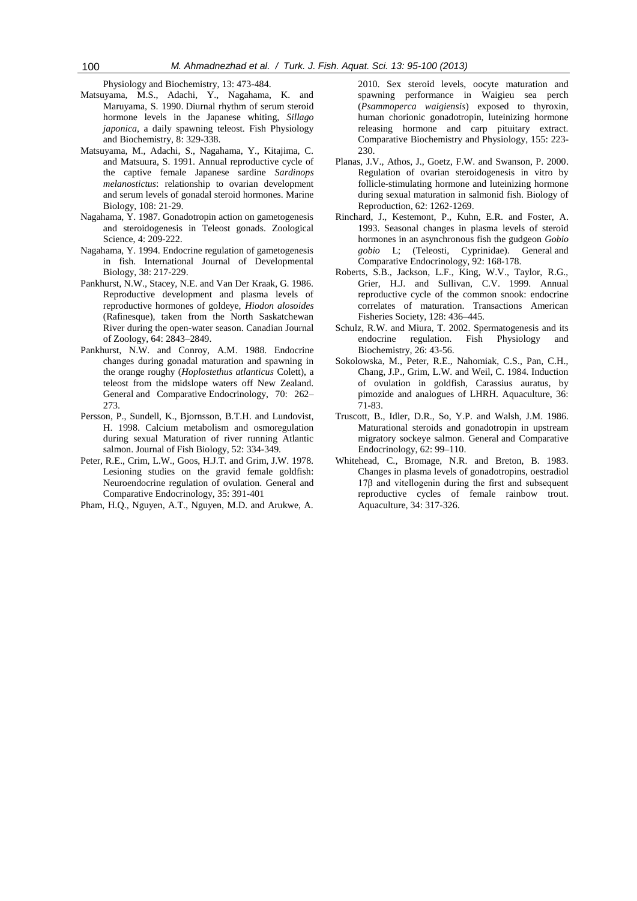Physiology and Biochemistry, 13: 473-484.

Matsuyama, M.S., Adachi, Y., Nagahama, K. and Maruyama, S. 1990. Diurnal rhythm of serum steroid hormone levels in the Japanese whiting, *Sillago japonica*, a daily spawning teleost. Fish Physiology and Biochemistry, 8: 329-338.

Matsuyama, M., Adachi, S., Nagahama, Y., Kitajima, C. and Matsuura, S. 1991. Annual reproductive cycle of the captive female Japanese sardine *Sardinops melanostictus*: relationship to ovarian development and serum levels of gonadal steroid hormones. Marine Biology, 108: 21-29.

Nagahama, Y. 1987. Gonadotropin action on gametogenesis and steroidogenesis in Teleost gonads. Zoological Science, 4: 209-222.

Nagahama, Y. 1994. Endocrine regulation of gametogenesis in fish. International Journal of Developmental Biology, 38: 217-229.

Pankhurst, N.W., Stacey, N.E. and Van Der Kraak, G. 1986. Reproductive development and plasma levels of reproductive hormones of goldeye, *Hiodon alosoides* (Rafinesque), taken from the North Saskatchewan River during the open-water season. Canadian Journal of Zoology, 64: 2843–2849.

Pankhurst, N.W. and Conroy, A.M. 1988. Endocrine changes during gonadal maturation and spawning in the orange roughy (*Hoplostethus atlanticus* Colett), a teleost from the midslope waters off New Zealand. General and Comparative Endocrinology, 70: 262–273.

Persson, P., Sundell, K., Bjornsson, B.T.H. and Lundovist, H. 1998. Calcium metabolism and osmoregulation during sexual Maturation of river running Atlantic salmon. Journal of Fish Biology, 52: 334-349.

Peter, R.E., Crim, L.W., Goos, H.J.T. and Grim, J.W. 1978. Lesioning studies on the gravid female goldfish: Neuroendocrine regulation of ovulation. General and Comparative Endocrinology, 35: 391-401

Pham, H.Q., Nguyen, A.T., Nguyen, M.D. and Arukwe, A. 2010. Sex steroid levels, oocyte maturation and spawning performance in Waigieu sea perch (*Psammoperca waigiensis*) exposed to thyroxin, human chorionic gonadotropin, luteinizing hormone releasing hormone and carp pituitary extract. Comparative Biochemistry and Physiology, 155: 223-230.

Planas, J.V., Athos, J., Goetz, F.W. and Swanson, P. 2000. Regulation of ovarian steroidogenesis in vitro by follicle-stimulating hormone and luteinizing hormone during sexual maturation in salmonid fish. Biology of Reproduction, 62: 1262-1269.

Rinchard, J., Kestemont, P., Kuhn, E.R. and Foster, A. 1993. Seasonal changes in plasma levels of steroid hormones in an asynchronous fish the gudgeon *Gobio gobio* L; (Teleosti, Cyprinidae). General and Comparative Endocrinology, 92: 168-178.

Roberts, S.B., Jackson, L.F., King, W.V., Taylor, R.G., Grier, H.J. and Sullivan, C.V. 1999. Annual reproductive cycle of the common snook: endocrine correlates of maturation. Transactions American Fisheries Society, 128: 436–445.

Schulz, R.W. and Miura, T. 2002. Spermatogenesis and its endocrine regulation. Fish Physiology and Biochemistry, 26: 43-56.

Sokolowska, M., Peter, R.E., Nahomiak, C.S., Pan, C.H., Chang, J.P., Grim, L.W. and Weil, C. 1984. Induction of ovulation in goldfish, Carassius auratus, by pimozide and analogues of LHRH. Aquaculture, 36: 71-83.

Truscott, B., Idler, D.R., So, Y.P. and Walsh, J.M. 1986. Maturational steroids and gonadotropin in upstream migratory sockeye salmon. General and Comparative Endocrinology, 62: 99–110.

Whitehead, C., Bromage, N.R. and Breton, B. 1983. Changes in plasma levels of gonadotropins, oestradiol 17β and vitellogenin during the first and subsequent reproductive cycles of female rainbow trout. Aquaculture, 34: 317-326.